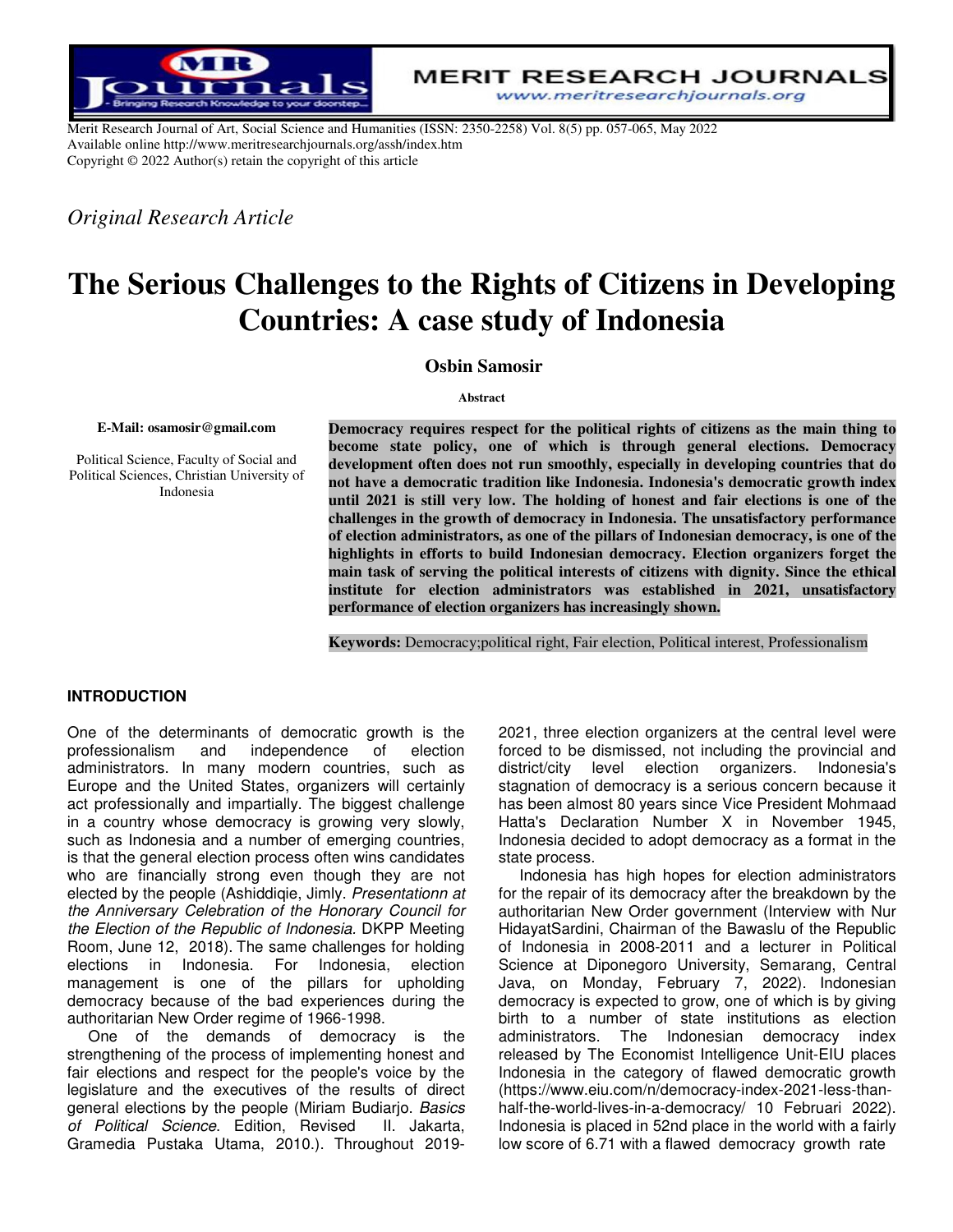Merit Research Journal of Art, Social Science and Humanities (ISSN: 2350-2258) Vol. 8(5) pp. 057-065, May 2022
Available online http://www.meritresearchjournals.org/assh/index.htm
Copyright © 2022 Author(s) retain the copyright of this article

*Original Research Article*

# The Serious Challenges to the Rights of Citizens in Developing Countries: A case study of Indonesia

**Osbin Samosir**

**E-Mail: osamosir@gmail.com**

Political Science, Faculty of Social and Political Sciences, Christian University of Indonesia

**Abstract**

**Democracy requires respect for the political rights of citizens as the main thing to become state policy, one of which is through general elections. Democracy development often does not run smoothly, especially in developing countries that do not have a democratic tradition like Indonesia. Indonesia's democratic growth index until 2021 is still very low. The holding of honest and fair elections is one of the challenges in the growth of democracy in Indonesia. The unsatisfactory performance of election administrators, as one of the pillars of Indonesian democracy, is one of the highlights in efforts to build Indonesian democracy. Election organizers forget the main task of serving the political interests of citizens with dignity. Since the ethical institute for election administrators was established in 2021, unsatisfactory performance of election organizers has increasingly shown.**

**Keywords:** Democracy;political right, Fair election, Political interest, Professionalism

## INTRODUCTION

One of the determinants of democratic growth is the professionalism and independence of election administrators. In many modern countries, such as Europe and the United States, organizers will certainly act professionally and impartially. The biggest challenge in a country whose democracy is growing very slowly, such as Indonesia and a number of emerging countries, is that the general election process often wins candidates who are financially strong even though they are not elected by the people (Ashiddiqie, Jimly. *Presentationn at the Anniversary Celebration of the Honorary Council for the Election of the Republic of Indonesia*. DKPP Meeting Room, June 12, 2018). The same challenges for holding elections in Indonesia. For Indonesia, election management is one of the pillars for upholding democracy because of the bad experiences during the authoritarian New Order regime of 1966-1998.

One of the demands of democracy is the strengthening of the process of implementing honest and fair elections and respect for the people's voice by the legislature and the executives of the results of direct general elections by the people (Miriam Budiarjo. *Basics of Political Science*. Edition, Revised II. Jakarta, Gramedia Pustaka Utama, 2010.). Throughout 2019-2021, three election organizers at the central level were forced to be dismissed, not including the provincial and district/city level election organizers. Indonesia's stagnation of democracy is a serious concern because it has been almost 80 years since Vice President Mohmaad Hatta's Declaration Number X in November 1945, Indonesia decided to adopt democracy as a format in the state process.

Indonesia has high hopes for election administrators for the repair of its democracy after the breakdown by the authoritarian New Order government (Interview with Nur HidayatSardini, Chairman of the Bawaslu of the Republic of Indonesia in 2008-2011 and a lecturer in Political Science at Diponegoro University, Semarang, Central Java, on Monday, February 7, 2022). Indonesian democracy is expected to grow, one of which is by giving birth to a number of state institutions as election administrators. The Indonesian democracy index released by The Economist Intelligence Unit-EIU places Indonesia in the category of flawed democratic growth (https://www.eiu.com/n/democracy-index-2021-less-than-half-the-world-lives-in-a-democracy/ 10 Februari 2022). Indonesia is placed in 52nd place in the world with a fairly low score of 6.71 with a flawed democracy growth rate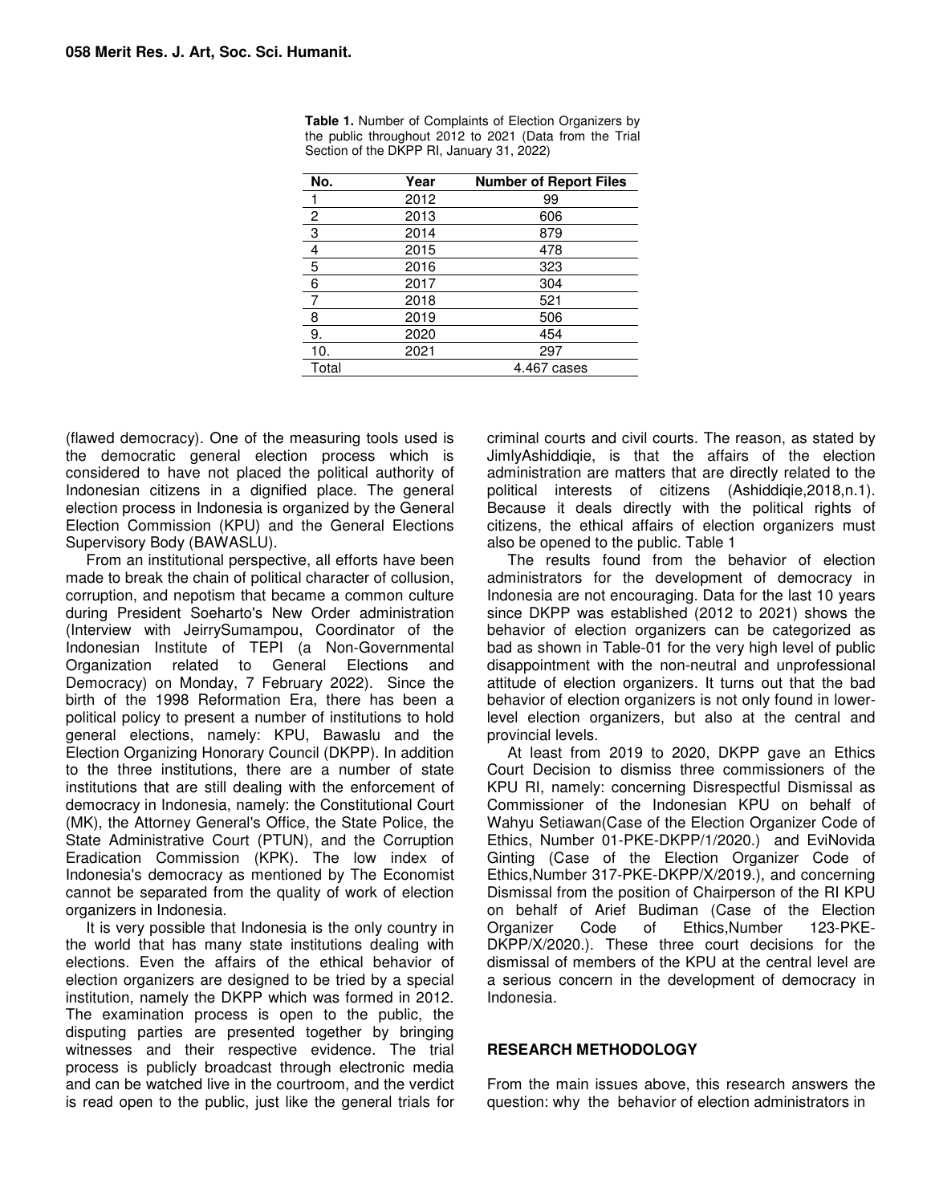**Table 1.** Number of Complaints of Election Organizers by the public throughout 2012 to 2021 (Data from the Trial Section of the DKPP RI, January 31, 2022)

| No. | Year | Number of Report Files |
|---|---|---|
| 1 | 2012 | 99 |
| 2 | 2013 | 606 |
| 3 | 2014 | 879 |
| 4 | 2015 | 478 |
| 5 | 2016 | 323 |
| 6 | 2017 | 304 |
| 7 | 2018 | 521 |
| 8 | 2019 | 506 |
| 9. | 2020 | 454 |
| 10. | 2021 | 297 |
| Total | | 4.467 cases |

(flawed democracy). One of the measuring tools used is the democratic general election process which is considered to have not placed the political authority of Indonesian citizens in a dignified place. The general election process in Indonesia is organized by the General Election Commission (KPU) and the General Elections Supervisory Body (BAWASLU).

From an institutional perspective, all efforts have been made to break the chain of political character of collusion, corruption, and nepotism that became a common culture during President Soeharto's New Order administration (Interview with JeirrySumampou, Coordinator of the Indonesian Institute of TEPI (a Non-Governmental Organization related to General Elections and Democracy) on Monday, 7 February 2022). Since the birth of the 1998 Reformation Era, there has been a political policy to present a number of institutions to hold general elections, namely: KPU, Bawaslu and the Election Organizing Honorary Council (DKPP). In addition to the three institutions, there are a number of state institutions that are still dealing with the enforcement of democracy in Indonesia, namely: the Constitutional Court (MK), the Attorney General's Office, the State Police, the State Administrative Court (PTUN), and the Corruption Eradication Commission (KPK). The low index of Indonesia's democracy as mentioned by The Economist cannot be separated from the quality of work of election organizers in Indonesia.

It is very possible that Indonesia is the only country in the world that has many state institutions dealing with elections. Even the affairs of the ethical behavior of election organizers are designed to be tried by a special institution, namely the DKPP which was formed in 2012. The examination process is open to the public, the disputing parties are presented together by bringing witnesses and their respective evidence. The trial process is publicly broadcast through electronic media and can be watched live in the courtroom, and the verdict is read open to the public, just like the general trials for criminal courts and civil courts. The reason, as stated by JimlyAshiddiqie, is that the affairs of the election administration are matters that are directly related to the political interests of citizens (Ashiddiqie,2018,n.1). Because it deals directly with the political rights of citizens, the ethical affairs of election organizers must also be opened to the public. Table 1

The results found from the behavior of election administrators for the development of democracy in Indonesia are not encouraging. Data for the last 10 years since DKPP was established (2012 to 2021) shows the behavior of election organizers can be categorized as bad as shown in Table-01 for the very high level of public disappointment with the non-neutral and unprofessional attitude of election organizers. It turns out that the bad behavior of election organizers is not only found in lower-level election organizers, but also at the central and provincial levels.

At least from 2019 to 2020, DKPP gave an Ethics Court Decision to dismiss three commissioners of the KPU RI, namely: concerning Disrespectful Dismissal as Commissioner of the Indonesian KPU on behalf of Wahyu Setiawan(Case of the Election Organizer Code of Ethics, Number 01-PKE-DKPP/1/2020.) and EviNovida Ginting (Case of the Election Organizer Code of Ethics,Number 317-PKE-DKPP/X/2019.), and concerning Dismissal from the position of Chairperson of the RI KPU on behalf of Arief Budiman (Case of the Election Organizer Code of Ethics,Number 123-PKE-DKPP/X/2020.). These three court decisions for the dismissal of members of the KPU at the central level are a serious concern in the development of democracy in Indonesia.

## RESEARCH METHODOLOGY

From the main issues above, this research answers the question: why the behavior of election administrators in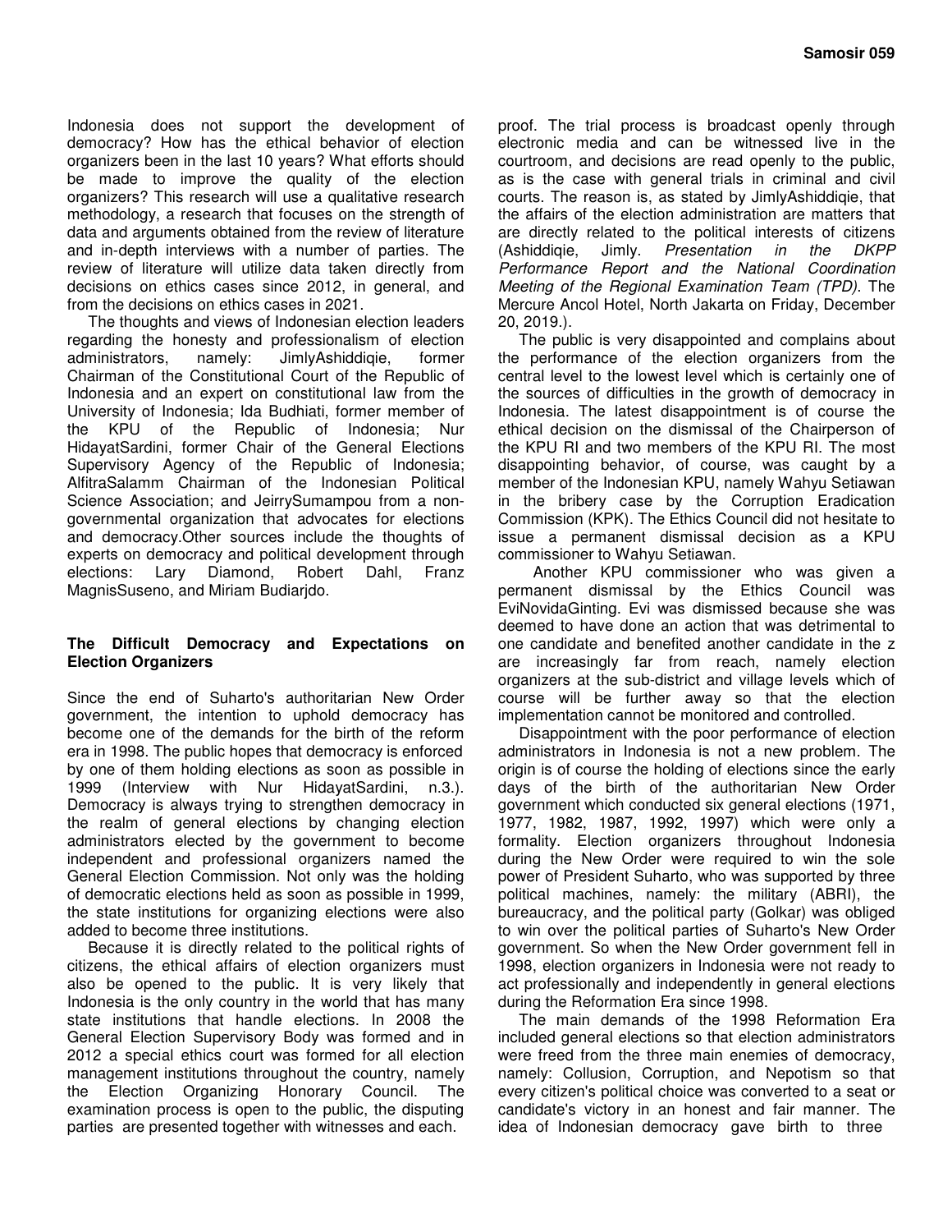Indonesia does not support the development of democracy? How has the ethical behavior of election organizers been in the last 10 years? What efforts should be made to improve the quality of the election organizers? This research will use a qualitative research methodology, a research that focuses on the strength of data and arguments obtained from the review of literature and in-depth interviews with a number of parties. The review of literature will utilize data taken directly from decisions on ethics cases since 2012, in general, and from the decisions on ethics cases in 2021.

The thoughts and views of Indonesian election leaders regarding the honesty and professionalism of election administrators, namely: JimlyAshiddiqie, former Chairman of the Constitutional Court of the Republic of Indonesia and an expert on constitutional law from the University of Indonesia; Ida Budhiati, former member of the KPU of the Republic of Indonesia; Nur HidayatSardini, former Chair of the General Elections Supervisory Agency of the Republic of Indonesia; AlfitraSalamm Chairman of the Indonesian Political Science Association; and JeirrySumampou from a non-governmental organization that advocates for elections and democracy.Other sources include the thoughts of experts on democracy and political development through elections: Lary Diamond, Robert Dahl, Franz MagnisSuseno, and Miriam Budiarjdo.

## The Difficult Democracy and Expectations on Election Organizers

Since the end of Suharto's authoritarian New Order government, the intention to uphold democracy has become one of the demands for the birth of the reform era in 1998. The public hopes that democracy is enforced by one of them holding elections as soon as possible in 1999 (Interview with Nur HidayatSardini, n.3.). Democracy is always trying to strengthen democracy in the realm of general elections by changing election administrators elected by the government to become independent and professional organizers named the General Election Commission. Not only was the holding of democratic elections held as soon as possible in 1999, the state institutions for organizing elections were also added to become three institutions.

Because it is directly related to the political rights of citizens, the ethical affairs of election organizers must also be opened to the public. It is very likely that Indonesia is the only country in the world that has many state institutions that handle elections. In 2008 the General Election Supervisory Body was formed and in 2012 a special ethics court was formed for all election management institutions throughout the country, namely the Election Organizing Honorary Council. The examination process is open to the public, the disputing parties are presented together with witnesses and each. proof. The trial process is broadcast openly through electronic media and can be witnessed live in the courtroom, and decisions are read openly to the public, as is the case with general trials in criminal and civil courts. The reason is, as stated by JimlyAshidiqie, that the affairs of the election administration are matters that are directly related to the political interests of citizens (Ashiddiqie, Jimly. *Presentation in the DKPP Performance Report and the National Coordination Meeting of the Regional Examination Team (TPD)*. The Mercure Ancol Hotel, North Jakarta on Friday, December 20, 2019.).

The public is very disappointed and complains about the performance of the election organizers from the central level to the lowest level which is certainly one of the sources of difficulties in the growth of democracy in Indonesia. The latest disappointment is of course the ethical decision on the dismissal of the Chairperson of the KPU RI and two members of the KPU RI. The most disappointing behavior, of course, was caught by a member of the Indonesian KPU, namely Wahyu Setiawan in the bribery case by the Corruption Eradication Commission (KPK). The Ethics Council did not hesitate to issue a permanent dismissal decision as a KPU commissioner to Wahyu Setiawan.

Another KPU commissioner who was given a permanent dismissal by the Ethics Council was EviNovidaGinting. Evi was dismissed because she was deemed to have done an action that was detrimental to one candidate and benefited another candidate in the z are increasingly far from reach, namely election organizers at the sub-district and village levels which of course will be further away so that the election implementation cannot be monitored and controlled.

Disappointment with the poor performance of election administrators in Indonesia is not a new problem. The origin is of course the holding of elections since the early days of the birth of the authoritarian New Order government which conducted six general elections (1971, 1977, 1982, 1987, 1992, 1997) which were only a formality. Election organizers throughout Indonesia during the New Order were required to win the sole power of President Suharto, who was supported by three political machines, namely: the military (ABRI), the bureaucracy, and the political party (Golkar) was obliged to win over the political parties of Suharto's New Order government. So when the New Order government fell in 1998, election organizers in Indonesia were not ready to act professionally and independently in general elections during the Reformation Era since 1998.

The main demands of the 1998 Reformation Era included general elections so that election administrators were freed from the three main enemies of democracy, namely: Collusion, Corruption, and Nepotism so that every citizen's political choice was converted to a seat or candidate's victory in an honest and fair manner. The idea of Indonesian democracy gave birth to three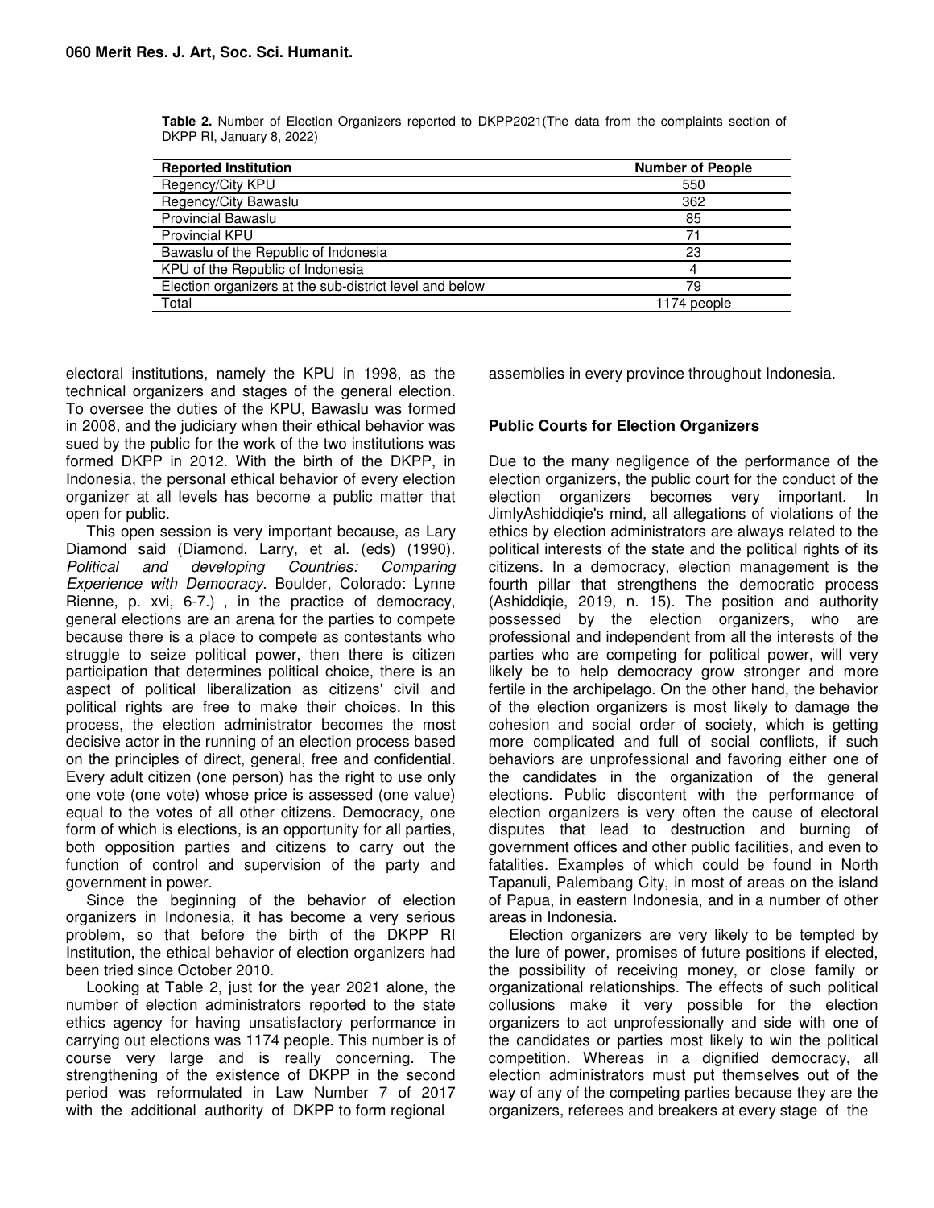**Table 2.** Number of Election Organizers reported to DKPP2021(The data from the complaints section of DKPP RI, January 8, 2022)

| Reported Institution | Number of People |
|---|---|
| Regency/City KPU | 550 |
| Regency/City Bawaslu | 362 |
| Provincial Bawaslu | 85 |
| Provincial KPU | 71 |
| Bawaslu of the Republic of Indonesia | 23 |
| KPU of the Republic of Indonesia | 4 |
| Election organizers at the sub-district level and below | 79 |
| Total | 1174 people |

electoral institutions, namely the KPU in 1998, as the technical organizers and stages of the general election. To oversee the duties of the KPU, Bawaslu was formed in 2008, and the judiciary when their ethical behavior was sued by the public for the work of the two institutions was formed DKPP in 2012. With the birth of the DKPP, in Indonesia, the personal ethical behavior of every election organizer at all levels has become a public matter that open for public.

This open session is very important because, as Lary Diamond said (Diamond, Larry, et al. (eds) (1990). *Political and developing Countries: Comparing Experience with Democracy*. Boulder, Colorado: Lynne Rienne, p. xvi, 6-7.) , in the practice of democracy, general elections are an arena for the parties to compete because there is a place to compete as contestants who struggle to seize political power, then there is citizen participation that determines political choice, there is an aspect of political liberalization as citizens' civil and political rights are free to make their choices. In this process, the election administrator becomes the most decisive actor in the running of an election process based on the principles of direct, general, free and confidential. Every adult citizen (one person) has the right to use only one vote (one vote) whose price is assessed (one value) equal to the votes of all other citizens. Democracy, one form of which is elections, is an opportunity for all parties, both opposition parties and citizens to carry out the function of control and supervision of the party and government in power.

Since the beginning of the behavior of election organizers in Indonesia, it has become a very serious problem, so that before the birth of the DKPP RI Institution, the ethical behavior of election organizers had been tried since October 2010.

Looking at Table 2, just for the year 2021 alone, the number of election administrators reported to the state ethics agency for having unsatisfactory performance in carrying out elections was 1174 people. This number is of course very large and is really concerning. The strengthening of the existence of DKPP in the second period was reformulated in Law Number 7 of 2017 with the additional authority of DKPP to form regional assemblies in every province throughout Indonesia.

## Public Courts for Election Organizers

Due to the many negligence of the performance of the election organizers, the public court for the conduct of the election organizers becomes very important. In JimlyAshiddiqie's mind, all allegations of violations of the ethics by election administrators are always related to the political interests of the state and the political rights of its citizens. In a democracy, election management is the fourth pillar that strengthens the democratic process (Ashiddiqie, 2019, n. 15). The position and authority possessed by the election organizers, who are professional and independent from all the interests of the parties who are competing for political power, will very likely be to help democracy grow stronger and more fertile in the archipelago. On the other hand, the behavior of the election organizers is most likely to damage the cohesion and social order of society, which is getting more complicated and full of social conflicts, if such behaviors are unprofessional and favoring either one of the candidates in the organization of the general elections. Public discontent with the performance of election organizers is very often the cause of electoral disputes that lead to destruction and burning of government offices and other public facilities, and even to fatalities. Examples of which could be found in North Tapanuli, Palembang City, in most of areas on the island of Papua, in eastern Indonesia, and in a number of other areas in Indonesia.

Election organizers are very likely to be tempted by the lure of power, promises of future positions if elected, the possibility of receiving money, or close family or organizational relationships. The effects of such political collusions make it very possible for the election organizers to act unprofessionally and side with one of the candidates or parties most likely to win the political competition. Whereas in a dignified democracy, all election administrators must put themselves out of the way of any of the competing parties because they are the organizers, referees and breakers at every stage of the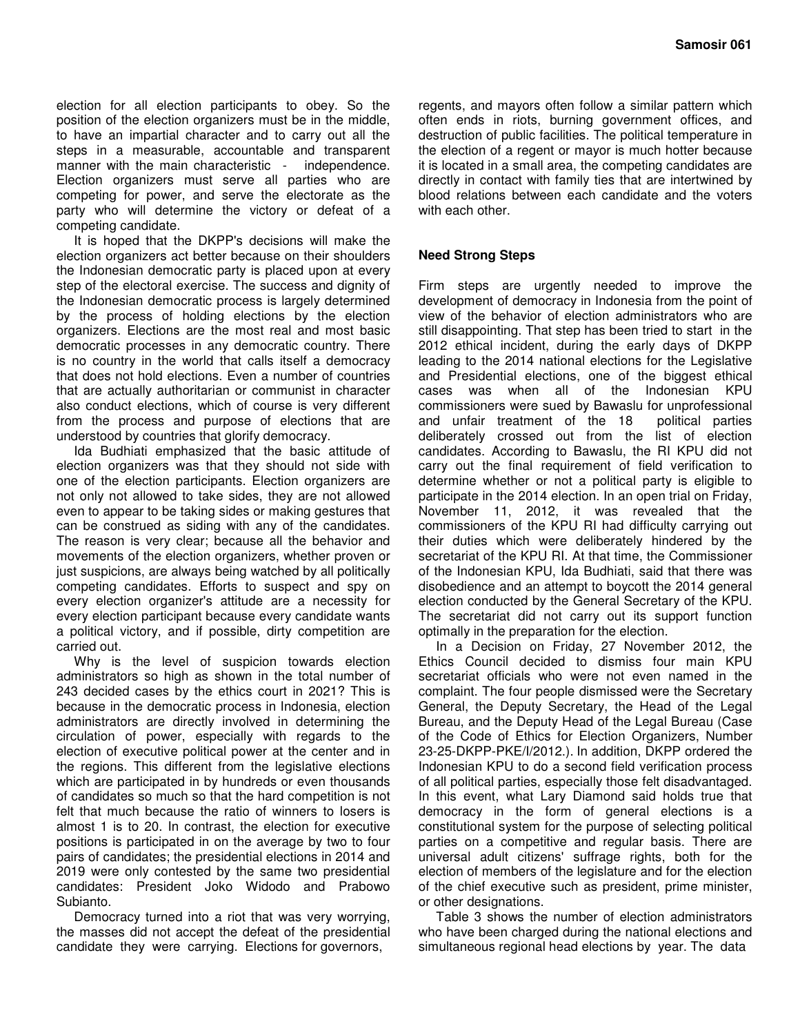election for all election participants to obey. So the position of the election organizers must be in the middle, to have an impartial character and to carry out all the steps in a measurable, accountable and transparent manner with the main characteristic - independence. Election organizers must serve all parties who are competing for power, and serve the electorate as the party who will determine the victory or defeat of a competing candidate.

It is hoped that the DKPP's decisions will make the election organizers act better because on their shoulders the Indonesian democratic party is placed upon at every step of the electoral exercise. The success and dignity of the Indonesian democratic process is largely determined by the process of holding elections by the election organizers. Elections are the most real and most basic democratic processes in any democratic country. There is no country in the world that calls itself a democracy that does not hold elections. Even a number of countries that are actually authoritarian or communist in character also conduct elections, which of course is very different from the process and purpose of elections that are understood by countries that glorify democracy.

Ida Budhiati emphasized that the basic attitude of election organizers was that they should not side with one of the election participants. Election organizers are not only not allowed to take sides, they are not allowed even to appear to be taking sides or making gestures that can be construed as siding with any of the candidates. The reason is very clear; because all the behavior and movements of the election organizers, whether proven or just suspicions, are always being watched by all politically competing candidates. Efforts to suspect and spy on every election organizer's attitude are a necessity for every election participant because every candidate wants a political victory, and if possible, dirty competition are carried out.

Why is the level of suspicion towards election administrators so high as shown in the total number of 243 decided cases by the ethics court in 2021? This is because in the democratic process in Indonesia, election administrators are directly involved in determining the circulation of power, especially with regards to the election of executive political power at the center and in the regions. This different from the legislative elections which are participated in by hundreds or even thousands of candidates so much so that the hard competition is not felt that much because the ratio of winners to losers is almost 1 is to 20. In contrast, the election for executive positions is participated in on the average by two to four pairs of candidates; the presidential elections in 2014 and 2019 were only contested by the same two presidential candidates: President Joko Widodo and Prabowo Subianto.

Democracy turned into a riot that was very worrying, the masses did not accept the defeat of the presidential candidate they were carrying. Elections for governors, regents, and mayors often follow a similar pattern which often ends in riots, burning government offices, and destruction of public facilities. The political temperature in the election of a regent or mayor is much hotter because it is located in a small area, the competing candidates are directly in contact with family ties that are intertwined by blood relations between each candidate and the voters with each other.

**Need Strong Steps**

Firm steps are urgently needed to improve the development of democracy in Indonesia from the point of view of the behavior of election administrators who are still disappointing. That step has been tried to start in the 2012 ethical incident, during the early days of DKPP leading to the 2014 national elections for the Legislative and Presidential elections, one of the biggest ethical cases was when all of the Indonesian KPU commissioners were sued by Bawaslu for unprofessional and unfair treatment of the 18 political parties deliberately crossed out from the list of election candidates. According to Bawaslu, the RI KPU did not carry out the final requirement of field verification to determine whether or not a political party is eligible to participate in the 2014 election. In an open trial on Friday, November 11, 2012, it was revealed that the commissioners of the KPU RI had difficulty carrying out their duties which were deliberately hindered by the secretariat of the KPU RI. At that time, the Commissioner of the Indonesian KPU, Ida Budhiati, said that there was disobedience and an attempt to boycott the 2014 general election conducted by the General Secretary of the KPU. The secretariat did not carry out its support function optimally in the preparation for the election.

In a Decision on Friday, 27 November 2012, the Ethics Council decided to dismiss four main KPU secretariat officials who were not even named in the complaint. The four people dismissed were the Secretary General, the Deputy Secretary, the Head of the Legal Bureau, and the Deputy Head of the Legal Bureau (Case of the Code of Ethics for Election Organizers, Number 23-25-DKPP-PKE/I/2012.). In addition, DKPP ordered the Indonesian KPU to do a second field verification process of all political parties, especially those felt disadvantaged. In this event, what Lary Diamond said holds true that democracy in the form of general elections is a constitutional system for the purpose of selecting political parties on a competitive and regular basis. There are universal adult citizens' suffrage rights, both for the election of members of the legislature and for the election of the chief executive such as president, prime minister, or other designations.

Table 3 shows the number of election administrators who have been charged during the national elections and simultaneous regional head elections by year. The data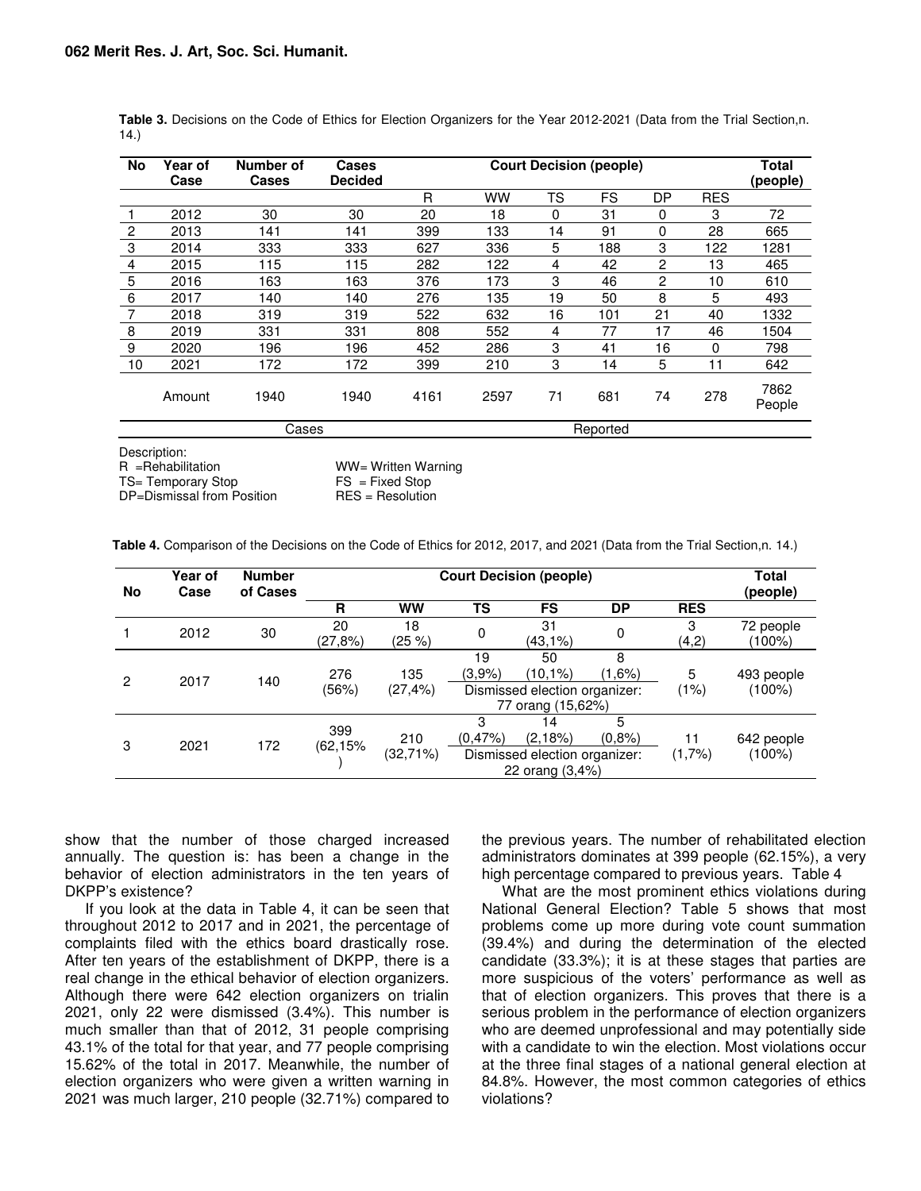**Table 3.** Decisions on the Code of Ethics for Election Organizers for the Year 2012-2021 (Data from the Trial Section,n. 14.)

| No | Year of Case | Number of Cases | Cases Decided | Court Decision (people) | | | | | | Total (people) |
|---|---|---|---|---|---|---|---|---|---|---|
| | | | | R | WW | TS | FS | DP | RES | |
| 1 | 2012 | 30 | 30 | 20 | 18 | 0 | 31 | 0 | 3 | 72 |
| 2 | 2013 | 141 | 141 | 399 | 133 | 14 | 91 | 0 | 28 | 665 |
| 3 | 2014 | 333 | 333 | 627 | 336 | 5 | 188 | 3 | 122 | 1281 |
| 4 | 2015 | 115 | 115 | 282 | 122 | 4 | 42 | 2 | 13 | 465 |
| 5 | 2016 | 163 | 163 | 376 | 173 | 3 | 46 | 2 | 10 | 610 |
| 6 | 2017 | 140 | 140 | 276 | 135 | 19 | 50 | 8 | 5 | 493 |
| 7 | 2018 | 319 | 319 | 522 | 632 | 16 | 101 | 21 | 40 | 1332 |
| 8 | 2019 | 331 | 331 | 808 | 552 | 4 | 77 | 17 | 46 | 1504 |
| 9 | 2020 | 196 | 196 | 452 | 286 | 3 | 41 | 16 | 0 | 798 |
| 10 | 2021 | 172 | 172 | 399 | 210 | 3 | 14 | 5 | 11 | 642 |
| | Amount | 1940 | 1940 | 4161 | 2597 | 71 | 681 | 74 | 278 | 7862 People |
| | | Cases | | | | Reported | | | | |

Description:
R =Rehabilitation WW= Written Warning
TS= Temporary Stop FS = Fixed Stop
DP=Dismissal from Position RES = Resolution

**Table 4.** Comparison of the Decisions on the Code of Ethics for 2012, 2017, and 2021 (Data from the Trial Section,n. 14.)

| No | Year of Case | Number of Cases | Court Decision (people) | | | | | | Total (people) |
|---|---|---|---|---|---|---|---|---|---|
| | | | R | WW | TS | FS | DP | RES | |
| 1 | 2012 | 30 | 20 (27,8%) | 18 (25 %) | 0 | 31 (43,1%) | 0 | 3 (4,2) | 72 people (100%) |
| 2 | 2017 | 140 | 276 (56%) | 135 (27,4%) | 19 (3,9%) | 50 (10,1%) | 8 (1,6%) | 5 (1%) | 493 people (100%) |
| | | | | | Dismissed election organizer: 77 orang (15,62%) | | | | |
| 3 | 2021 | 172 | 399 (62,15% ) | 210 (32,71%) | 3 (0,47%) | 14 (2,18%) | 5 (0,8%) | 11 (1,7%) | 642 people (100%) |
| | | | | | Dismissed election organizer: 22 orang (3,4%) | | | | |

show that the number of those charged increased annually. The question is: has been a change in the behavior of election administrators in the ten years of DKPP's existence?

If you look at the data in Table 4, it can be seen that throughout 2012 to 2017 and in 2021, the percentage of complaints filed with the ethics board drastically rose. After ten years of the establishment of DKPP, there is a real change in the ethical behavior of election organizers. Although there were 642 election organizers on trialin 2021, only 22 were dismissed (3.4%). This number is much smaller than that of 2012, 31 people comprising 43.1% of the total for that year, and 77 people comprising 15.62% of the total in 2017. Meanwhile, the number of election organizers who were given a written warning in 2021 was much larger, 210 people (32.71%) compared to the previous years. The number of rehabilitated election administrators dominates at 399 people (62.15%), a very high percentage compared to previous years. Table 4

What are the most prominent ethics violations during National General Election? Table 5 shows that most problems come up more during vote count summation (39.4%) and during the determination of the elected candidate (33.3%); it is at these stages that parties are more suspicious of the voters' performance as well as that of election organizers. This proves that there is a serious problem in the performance of election organizers who are deemed unprofessional and may potentially side with a candidate to win the election. Most violations occur at the three final stages of a national general election at 84.8%. However, the most common categories of ethics violations?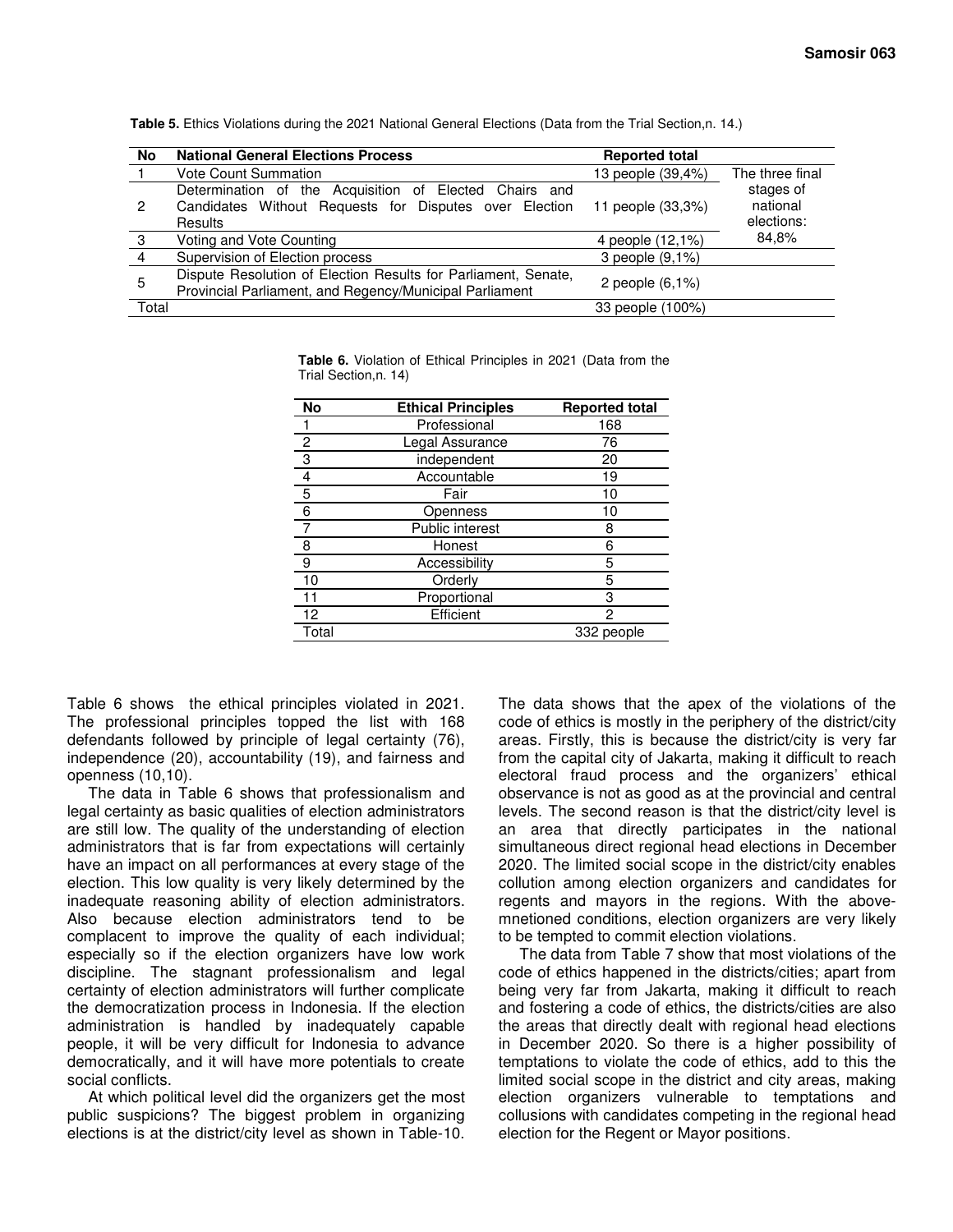**Table 5.** Ethics Violations during the 2021 National General Elections (Data from the Trial Section,n. 14.)

| No | National General Elections Process | Reported total | |
|---|---|---|---|
| 1 | Vote Count Summation | 13 people (39,4%) | The three final stages of national elections: 84,8% |
| 2 | Determination of the Acquisition of Elected Chairs and Candidates Without Requests for Disputes over Election Results | 11 people (33,3%) | |
| 3 | Voting and Vote Counting | 4 people (12,1%) | |
| 4 | Supervision of Election process | 3 people (9,1%) | |
| 5 | Dispute Resolution of Election Results for Parliament, Senate, Provincial Parliament, and Regency/Municipal Parliament | 2 people (6,1%) | |
| Total | | 33 people (100%) | |

**Table 6.** Violation of Ethical Principles in 2021 (Data from the Trial Section,n. 14)

| No | Ethical Principles | Reported total |
|---|---|---|
| 1 | Professional | 168 |
| 2 | Legal Assurance | 76 |
| 3 | independent | 20 |
| 4 | Accountable | 19 |
| 5 | Fair | 10 |
| 6 | Openness | 10 |
| 7 | Public interest | 8 |
| 8 | Honest | 6 |
| 9 | Accessibility | 5 |
| 10 | Orderly | 5 |
| 11 | Proportional | 3 |
| 12 | Efficient | 2 |
| Total | | 332 people |

Table 6 shows the ethical principles violated in 2021. The professional principles topped the list with 168 defendants followed by principle of legal certainty (76), independence (20), accountability (19), and fairness and openness (10,10).

The data in Table 6 shows that professionalism and legal certainty as basic qualities of election administrators are still low. The quality of the understanding of election administrators that is far from expectations will certainly have an impact on all performances at every stage of the election. This low quality is very likely determined by the inadequate reasoning ability of election administrators. Also because election administrators tend to be complacent to improve the quality of each individual; especially so if the election organizers have low work discipline. The stagnant professionalism and legal certainty of election administrators will further complicate the democratization process in Indonesia. If the election administration is handled by inadequately capable people, it will be very difficult for Indonesia to advance democratically, and it will have more potentials to create social conflicts.

At which political level did the organizers get the most public suspicions? The biggest problem in organizing elections is at the district/city level as shown in Table-10.

The data shows that the apex of the violations of the code of ethics is mostly in the periphery of the district/city areas. Firstly, this is because the district/city is very far from the capital city of Jakarta, making it difficult to reach electoral fraud process and the organizers' ethical observance is not as good as at the provincial and central levels. The second reason is that the district/city level is an area that directly participates in the national simultaneous direct regional head elections in December 2020. The limited social scope in the district/city enables collution among election organizers and candidates for regents and mayors in the regions. With the above-mnetioned conditions, election organizers are very likely to be tempted to commit election violations.

The data from Table 7 show that most violations of the code of ethics happened in the districts/cities; apart from being very far from Jakarta, making it difficult to reach and fostering a code of ethics, the districts/cities are also the areas that directly dealt with regional head elections in December 2020. So there is a higher possibility of temptations to violate the code of ethics, add to this the limited social scope in the district and city areas, making election organizers vulnerable to temptations and collusions with candidates competing in the regional head election for the Regent or Mayor positions.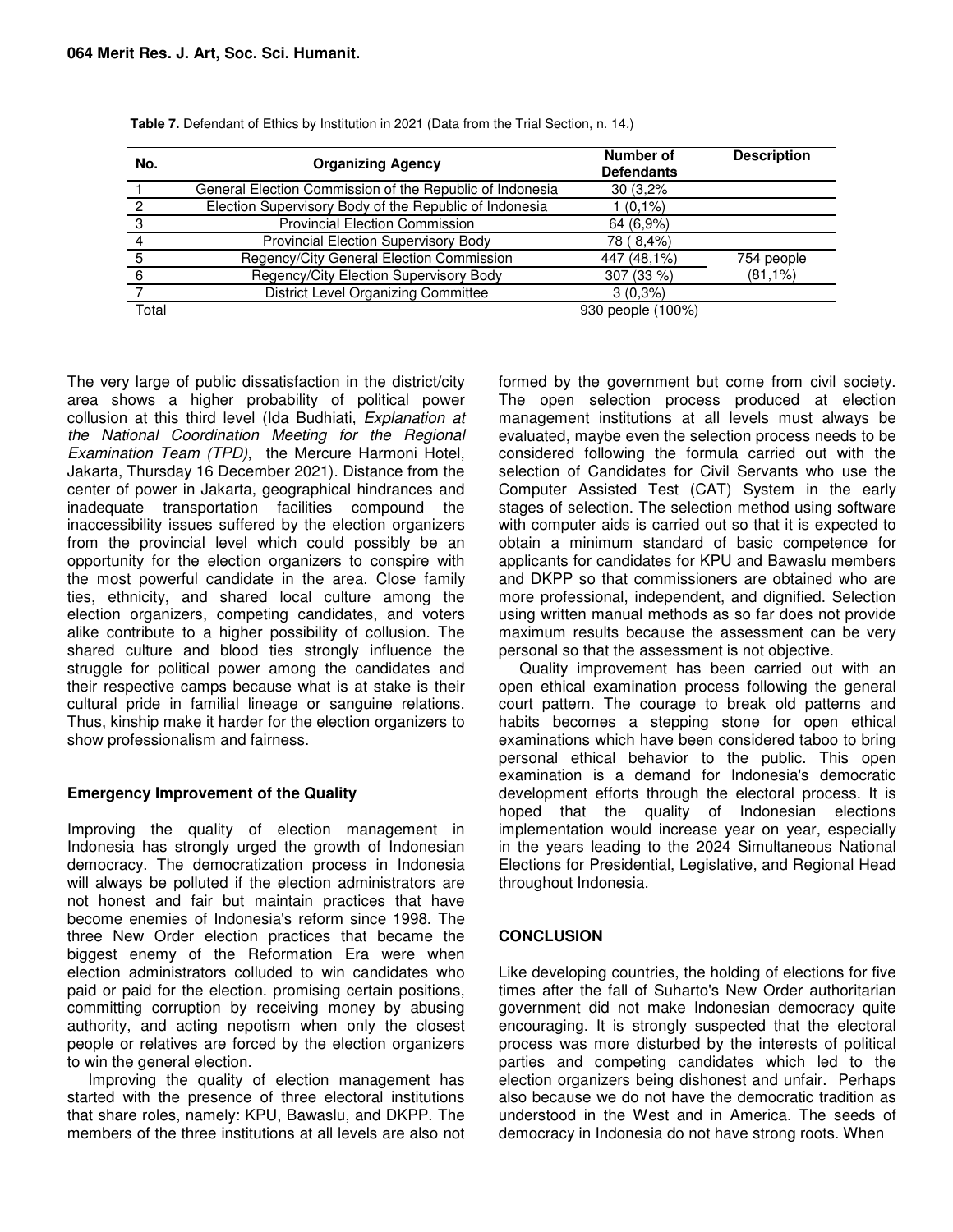**Table 7.** Defendant of Ethics by Institution in 2021 (Data from the Trial Section, n. 14.)

| No. | Organizing Agency | Number of Defendants | Description |
|---|---|---|---|
| 1 | General Election Commission of the Republic of Indonesia | 30 (3,2% | |
| 2 | Election Supervisory Body of the Republic of Indonesia | 1 (0,1%) | |
| 3 | Provincial Election Commission | 64 (6,9%) | |
| 4 | Provincial Election Supervisory Body | 78 ( 8,4%) | |
| 5 | Regency/City General Election Commission | 447 (48,1%) | 754 people (81,1%) |
| 6 | Regency/City Election Supervisory Body | 307 (33 %) | |
| 7 | District Level Organizing Committee | 3 (0,3%) | |
| Total | | 930 people (100%) | |

The very large of public dissatisfaction in the district/city area shows a higher probability of political power collusion at this third level (Ida Budhiati, *Explanation at the National Coordination Meeting for the Regional Examination Team (TPD)*, the Mercure Harmoni Hotel, Jakarta, Thursday 16 December 2021). Distance from the center of power in Jakarta, geographical hindrances and inadequate transportation facilities compound the inaccessibility issues suffered by the election organizers from the provincial level which could possibly be an opportunity for the election organizers to conspire with the most powerful candidate in the area. Close family ties, ethnicity, and shared local culture among the election organizers, competing candidates, and voters alike contribute to a higher possibility of collusion. The shared culture and blood ties strongly influence the struggle for political power among the candidates and their respective camps because what is at stake is their cultural pride in familial lineage or sanguine relations. Thus, kinship make it harder for the election organizers to show professionalism and fairness.

### Emergency Improvement of the Quality

Improving the quality of election management in Indonesia has strongly urged the growth of Indonesian democracy. The democratization process in Indonesia will always be polluted if the election administrators are not honest and fair but maintain practices that have become enemies of Indonesia's reform since 1998. The three New Order election practices that became the biggest enemy of the Reformation Era were when election administrators colluded to win candidates who paid or paid for the election. promising certain positions, committing corruption by receiving money by abusing authority, and acting nepotism when only the closest people or relatives are forced by the election organizers to win the general election.

Improving the quality of election management has started with the presence of three electoral institutions that share roles, namely: KPU, Bawaslu, and DKPP. The members of the three institutions at all levels are also not formed by the government but come from civil society. The open selection process produced at election management institutions at all levels must always be evaluated, maybe even the selection process needs to be considered following the formula carried out with the selection of Candidates for Civil Servants who use the Computer Assisted Test (CAT) System in the early stages of selection. The selection method using software with computer aids is carried out so that it is expected to obtain a minimum standard of basic competence for applicants for candidates for KPU and Bawaslu members and DKPP so that commissioners are obtained who are more professional, independent, and dignified. Selection using written manual methods as so far does not provide maximum results because the assessment can be very personal so that the assessment is not objective.

Quality improvement has been carried out with an open ethical examination process following the general court pattern. The courage to break old patterns and habits becomes a stepping stone for open ethical examinations which have been considered taboo to bring personal ethical behavior to the public. This open examination is a demand for Indonesia's democratic development efforts through the electoral process. It is hoped that the quality of Indonesian elections implementation would increase year on year, especially in the years leading to the 2024 Simultaneous National Elections for Presidential, Legislative, and Regional Head throughout Indonesia.

## CONCLUSION

Like developing countries, the holding of elections for five times after the fall of Suharto's New Order authoritarian government did not make Indonesian democracy quite encouraging. It is strongly suspected that the electoral process was more disturbed by the interests of political parties and competing candidates which led to the election organizers being dishonest and unfair. Perhaps also because we do not have the democratic tradition as understood in the West and in America. The seeds of democracy in Indonesia do not have strong roots. When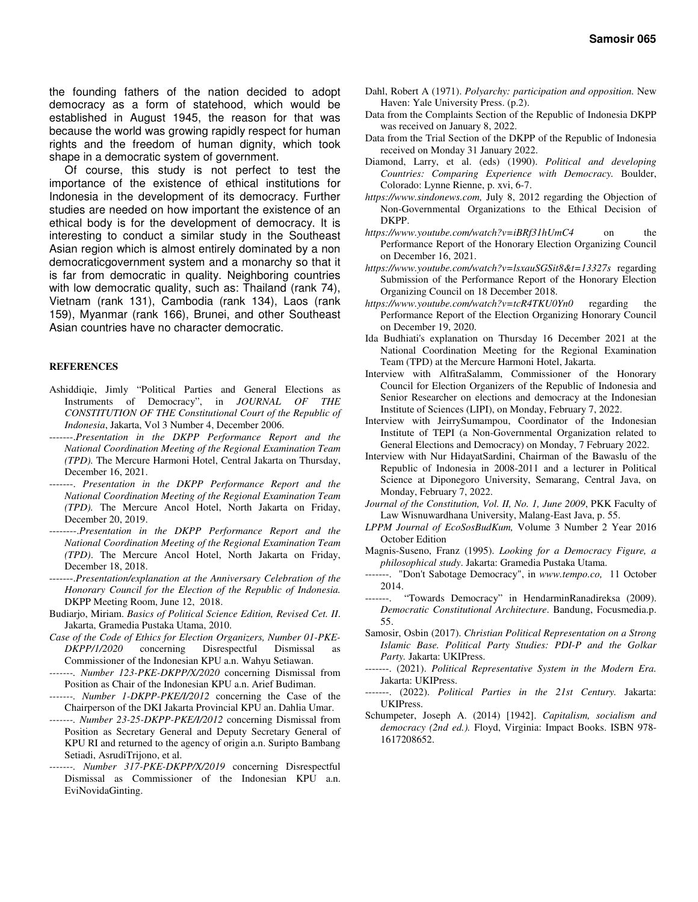the founding fathers of the nation decided to adopt democracy as a form of statehood, which would be established in August 1945, the reason for that was because the world was growing rapidly respect for human rights and the freedom of human dignity, which took shape in a democratic system of government.

Of course, this study is not perfect to test the importance of the existence of ethical institutions for Indonesia in the development of its democracy. Further studies are needed on how important the existence of an ethical body is for the development of democracy. It is interesting to conduct a similar study in the Southeast Asian region which is almost entirely dominated by a non democraticgovernment system and a monarchy so that it is far from democratic in quality. Neighboring countries with low democratic quality, such as: Thailand (rank 74), Vietnam (rank 131), Cambodia (rank 134), Laos (rank 159), Myanmar (rank 166), Brunei, and other Southeast Asian countries have no character democratic.

## REFERENCES

Ashiddiqie, Jimly "Political Parties and General Elections as Instruments of Democracy", in *JOURNAL OF THE CONSTITUTION OF THE Constitutional Court of the Republic of Indonesia*, Jakarta, Vol 3 Number 4, December 2006.

-------.*Presentation in the DKPP Performance Report and the National Coordination Meeting of the Regional Examination Team (TPD).* The Mercure Harmoni Hotel, Central Jakarta on Thursday, December 16, 2021.

-------. *Presentation in the DKPP Performance Report and the National Coordination Meeting of the Regional Examination Team (TPD).* The Mercure Ancol Hotel, North Jakarta on Friday, December 20, 2019.

---------.*Presentation in the DKPP Performance Report and the National Coordination Meeting of the Regional Examination Team (TPD)*. The Mercure Ancol Hotel, North Jakarta on Friday, December 18, 2018.

-------.*Presentation/explanation at the Anniversary Celebration of the Honorary Council for the Election of the Republic of Indonesia.* DKPP Meeting Room, June 12, 2018.

Budiarjo, Miriam. *Basics of Political Science Edition, Revised Cet. II*. Jakarta, Gramedia Pustaka Utama, 2010.

*Case of the Code of Ethics for Election Organizers, Number 01-PKE-DKPP/1/2020* concerning Disrespectful Dismissal as Commissioner of the Indonesian KPU a.n. Wahyu Setiawan.

-------. *Number 123-PKE-DKPP/X/2020* concerning Dismissal from Position as Chair of the Indonesian KPU a.n. Arief Budiman.

-------. *Number 1-DKPP-PKE/I/2012* concerning the Case of the Chairperson of the DKI Jakarta Provincial KPU an. Dahlia Umar.

-------. *Number 23-25-DKPP-PKE/I/2012* concerning Dismissal from Position as Secretary General and Deputy Secretary General of KPU RI and returned to the agency of origin a.n. Suripto Bambang Setiadi, AsrudiTrijono, et al.

-------. *Number 317-PKE-DKPP/X/2019* concerning Disrespectful Dismissal as Commissioner of the Indonesian KPU a.n. EviNovidaGinting.

Dahl, Robert A (1971). *Polyarchy: participation and opposition.* New Haven: Yale University Press. (p.2).

Data from the Complaints Section of the Republic of Indonesia DKPP was received on January 8, 2022.

Data from the Trial Section of the DKPP of the Republic of Indonesia received on Monday 31 January 2022.

Diamond, Larry, et al. (eds) (1990). *Political and developing Countries: Comparing Experience with Democracy.* Boulder, Colorado: Lynne Rienne, p. xvi, 6-7.

*https://www.sindonews.com,* July 8, 2012 regarding the Objection of Non-Governmental Organizations to the Ethical Decision of DKPP.

*https://www.youtube.com/watch?v=iBRf31hUmC4* on the Performance Report of the Honorary Election Organizing Council on December 16, 2021.

*https://www.youtube.com/watch?v=lsxauSGSit8&t=13327s* regarding Submission of the Performance Report of the Honorary Election Organizing Council on 18 December 2018.

*https://www.youtube.com/watch?v=tcR4TKU0Yn0* regarding the Performance Report of the Election Organizing Honorary Council on December 19, 2020.

Ida Budhiati's explanation on Thursday 16 December 2021 at the National Coordination Meeting for the Regional Examination Team (TPD) at the Mercure Harmoni Hotel, Jakarta.

Interview with AlfitraSalamm, Commissioner of the Honorary Council for Election Organizers of the Republic of Indonesia and Senior Researcher on elections and democracy at the Indonesian Institute of Sciences (LIPI), on Monday, February 7, 2022.

Interview with JeirrySumampou, Coordinator of the Indonesian Institute of TEPI (a Non-Governmental Organization related to General Elections and Democracy) on Monday, 7 February 2022.

Interview with Nur HidayatSardini, Chairman of the Bawaslu of the Republic of Indonesia in 2008-2011 and a lecturer in Political Science at Diponegoro University, Semarang, Central Java, on Monday, February 7, 2022.

*Journal of the Constitution, Vol. II, No. 1, June 2009*, PKK Faculty of Law Wisnuwardhana University, Malang-East Java, p. 55.

*LPPM Journal of EcoSosBudKum,* Volume 3 Number 2 Year 2016 October Edition

Magnis-Suseno, Franz (1995). *Looking for a Democracy Figure, a philosophical study*. Jakarta: Gramedia Pustaka Utama.

-------. "Don't Sabotage Democracy", in *www.tempo.co,* 11 October 2014.

-------. "Towards Democracy" in HendarminRanadireksa (2009). *Democratic Constitutional Architecture*. Bandung, Focusmedia.p. 55.

Samosir, Osbin (2017). *Christian Political Representation on a Strong Islamic Base. Political Party Studies: PDI-P and the Golkar Party.* Jakarta: UKIPress.

-------. (2021). *Political Representative System in the Modern Era.* Jakarta: UKIPress.

-------. (2022). *Political Parties in the 21st Century.* Jakarta: UKIPress.

Schumpeter, Joseph A. (2014) [1942]. *Capitalism, socialism and democracy (2nd ed.).* Floyd, Virginia: Impact Books. ISBN 978-1617208652.